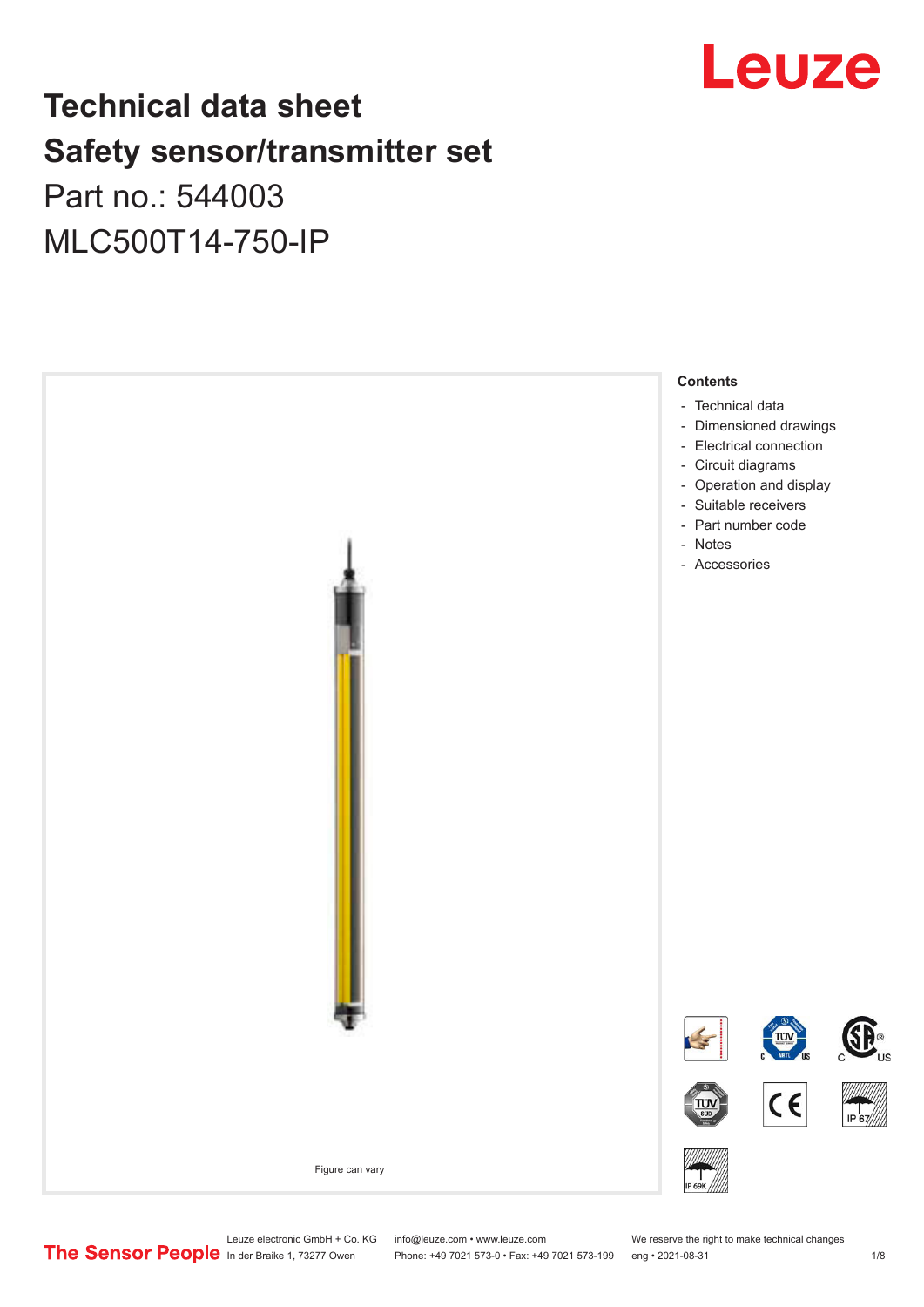# Technical data sheet
# Safety sensor/transmitter set

Part no.: 544003

MLC500T14-750-IP

Figure can vary

**Contents**

- Technical data
- Dimensioned drawings
- Electrical connection
- Circuit diagrams
- Operation and display
- Suitable receivers
- Part number code
- Notes
- Accessories

Leuze electronic GmbH + Co. KG
In der Braike 1, 73277 Owen

info@leuze.com • www.leuze.com
Phone: +49 7021 573-0 • Fax: +49 7021 573-199

We reserve the right to make technical changes
eng • 2021-08-31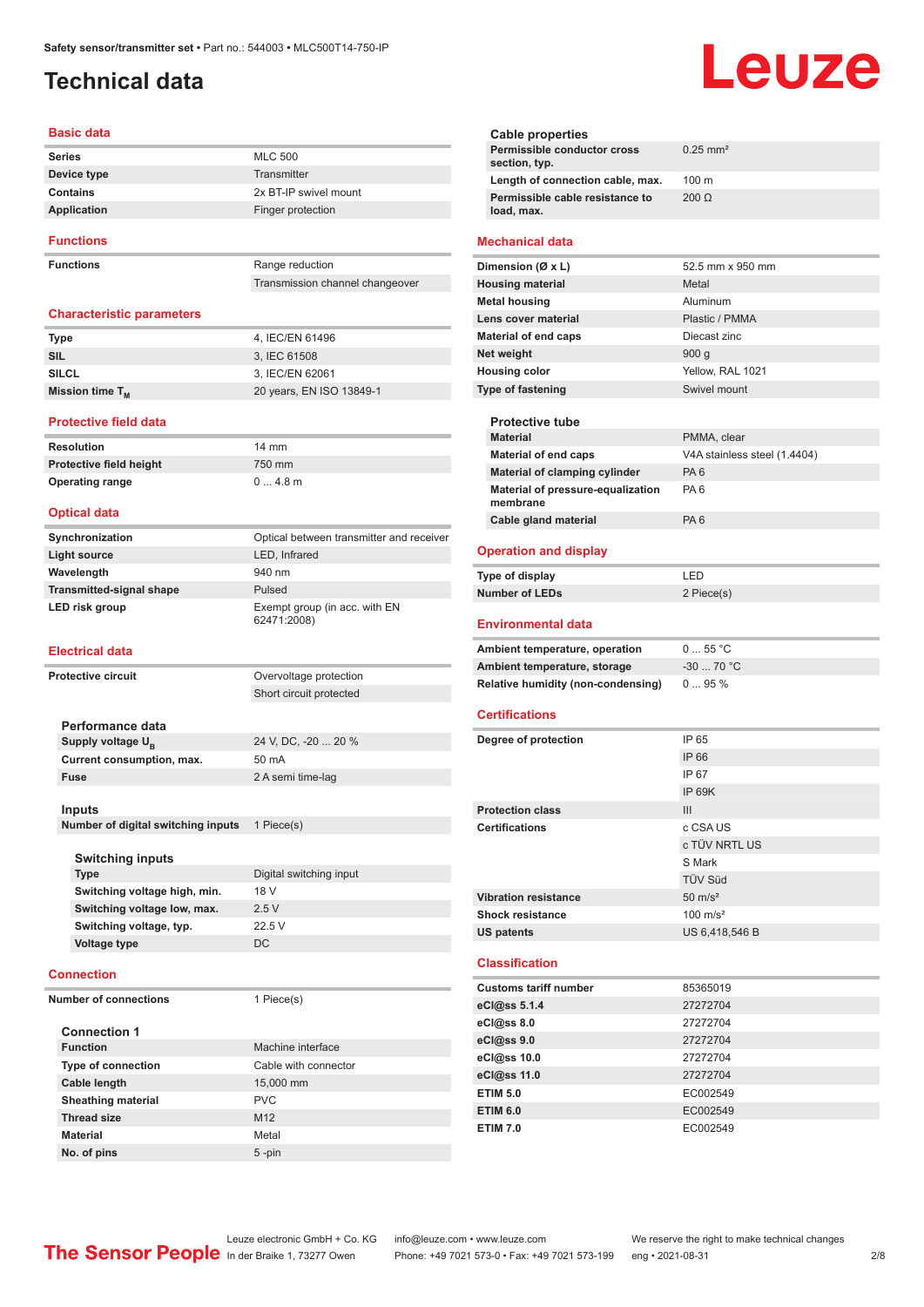Safety sensor/transmitter set • Part no.: 544003 • MLC500T14-750-IP

# Technical data

## Basic data

| | |
|---|---|
| **Series** | MLC 500 |
| **Device type** | Transmitter |
| **Contains** | 2x BT-IP swivel mount |
| **Application** | Finger protection |

## Functions

| | |
|---|---|
| **Functions** | Range reduction |
| | Transmission channel changeover |

## Characteristic parameters

| | |
|---|---|
| **Type** | 4, IEC/EN 61496 |
| **SIL** | 3, IEC 61508 |
| **SILCL** | 3, IEC/EN 62061 |
| **Mission time $T_M$** | 20 years, EN ISO 13849-1 |

## Protective field data

| | |
|---|---|
| **Resolution** | 14 mm |
| **Protective field height** | 750 mm |
| **Operating range** | 0 ... 4.8 m |

## Optical data

| | |
|---|---|
| **Synchronization** | Optical between transmitter and receiver |
| **Light source** | LED, Infrared |
| **Wavelength** | 940 nm |
| **Transmitted-signal shape** | Pulsed |
| **LED risk group** | Exempt group (in acc. with EN 62471:2008) |

## Electrical data

| | |
|---|---|
| **Protective circuit** | Overvoltage protection |
| | Short circuit protected |

### Performance data

| | |
|---|---|
| **Supply voltage $U_B$** | 24 V, DC, -20 ... 20 % |
| **Current consumption, max.** | 50 mA |
| **Fuse** | 2 A semi time-lag |

### Inputs

| | |
|---|---|
| **Number of digital switching inputs** | 1 Piece(s) |

#### Switching inputs

| | |
|---|---|
| **Type** | Digital switching input |
| **Switching voltage high, min.** | 18 V |
| **Switching voltage low, max.** | 2.5 V |
| **Switching voltage, typ.** | 22.5 V |
| **Voltage type** | DC |

## Connection

| | |
|---|---|
| **Number of connections** | 1 Piece(s) |

### Connection 1

| | |
|---|---|
| **Function** | Machine interface |
| **Type of connection** | Cable with connector |
| **Cable length** | 15,000 mm |
| **Sheathing material** | PVC |
| **Thread size** | M12 |
| **Material** | Metal |
| **No. of pins** | 5 -pin |

### Cable properties

| | |
|---|---|
| **Permissible conductor cross section, typ.** | 0.25 mm² |
| **Length of connection cable, max.** | 100 m |
| **Permissible cable resistance to load, max.** | 200 Ω |

## Mechanical data

| | |
|---|---|
| **Dimension (Ø x L)** | 52.5 mm x 950 mm |
| **Housing material** | Metal |
| **Metal housing** | Aluminum |
| **Lens cover material** | Plastic / PMMA |
| **Material of end caps** | Diecast zinc |
| **Net weight** | 900 g |
| **Housing color** | Yellow, RAL 1021 |
| **Type of fastening** | Swivel mount |

### Protective tube

| | |
|---|---|
| **Material** | PMMA, clear |
| **Material of end caps** | V4A stainless steel (1.4404) |
| **Material of clamping cylinder** | PA 6 |
| **Material of pressure-equalization membrane** | PA 6 |
| **Cable gland material** | PA 6 |

## Operation and display

| | |
|---|---|
| **Type of display** | LED |
| **Number of LEDs** | 2 Piece(s) |

## Environmental data

| | |
|---|---|
| **Ambient temperature, operation** | 0 ... 55 °C |
| **Ambient temperature, storage** | -30 ... 70 °C |
| **Relative humidity (non-condensing)** | 0 ... 95 % |

## Certifications

| | |
|---|---|
| **Degree of protection** | IP 65 |
| | IP 66 |
| | IP 67 |
| | IP 69K |
| **Protection class** | III |
| **Certifications** | c CSA US |
| | c TÜV NRTL US |
| | S Mark |
| | TÜV Süd |
| **Vibration resistance** | 50 m/s² |
| **Shock resistance** | 100 m/s² |
| **US patents** | US 6,418,546 B |

## Classification

| | |
|---|---|
| **Customs tariff number** | 85365019 |
| **eCl@ss 5.1.4** | 27272704 |
| **eCl@ss 8.0** | 27272704 |
| **eCl@ss 9.0** | 27272704 |
| **eCl@ss 10.0** | 27272704 |
| **eCl@ss 11.0** | 27272704 |
| **ETIM 5.0** | EC002549 |
| **ETIM 6.0** | EC002549 |
| **ETIM 7.0** | EC002549 |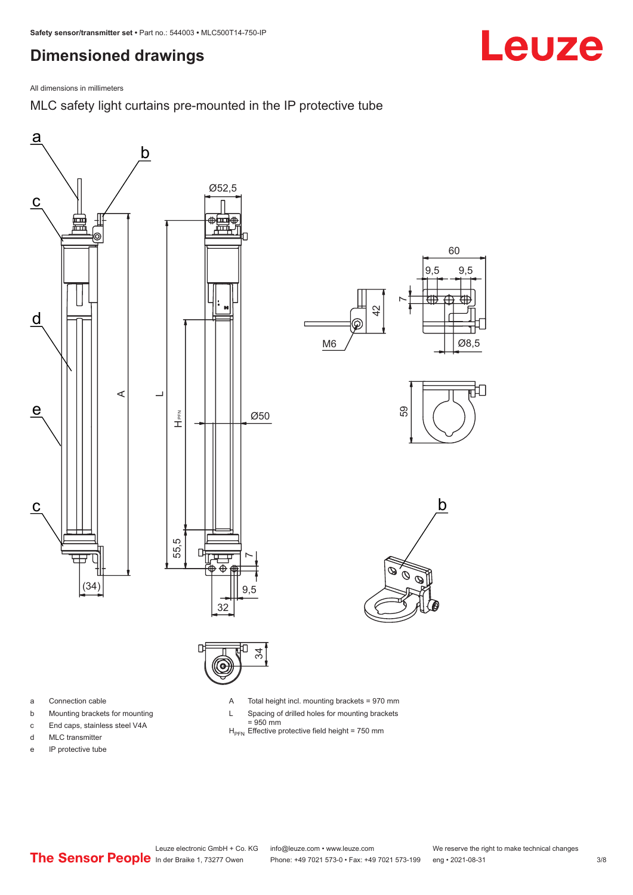# Dimensioned drawings

All dimensions in millimeters

## MLC safety light curtains pre-mounted in the IP protective tube

- a Connection cable
- b Mounting brackets for mounting
- c End caps, stainless steel V4A
- d MLC transmitter
- e IP protective tube

- A Total height incl. mounting brackets = 970 mm
- L Spacing of drilled holes for mounting brackets = 950 mm
- $H_{PFN}$ Effective protective field height = 750 mm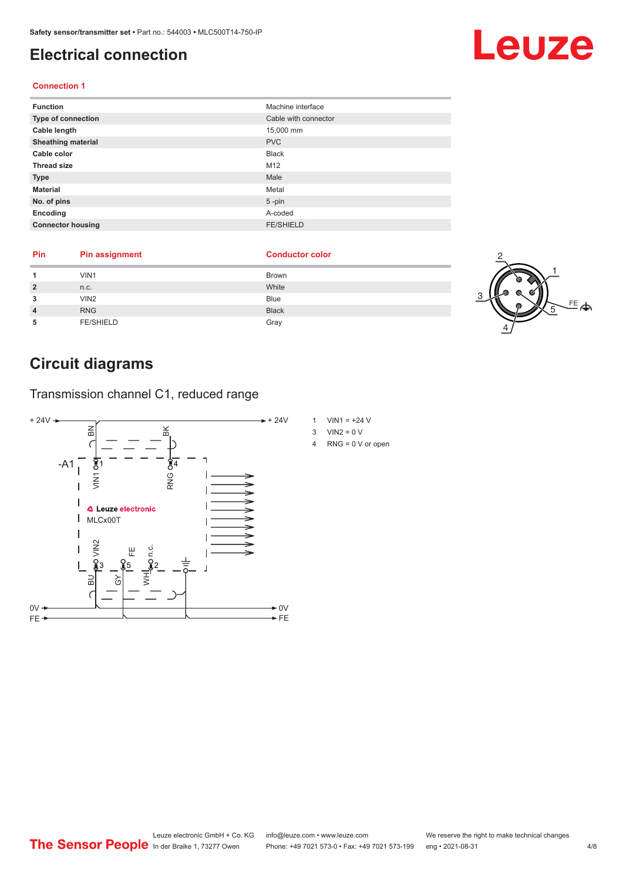# Electrical connection

### Connection 1

| | |
|---|---|
| **Function** | Machine interface |
| **Type of connection** | Cable with connector |
| **Cable length** | 15,000 mm |
| **Sheathing material** | PVC |
| **Cable color** | Black |
| **Thread size** | M12 |
| **Type** | Male |
| **Material** | Metal |
| **No. of pins** | 5 -pin |
| **Encoding** | A-coded |
| **Connector housing** | FE/SHIELD |

| Pin | Pin assignment | Conductor color |
|---|---|---|
| **1** | VIN1 | Brown |
| **2** | n.c. | White |
| **3** | VIN2 | Blue |
| **4** | RNG | Black |
| **5** | FE/SHIELD | Gray |

# Circuit diagrams

## Transmission channel C1, reduced range

1 VIN1 = +24 V
3 VIN2 = 0 V
4 RNG = 0 V or open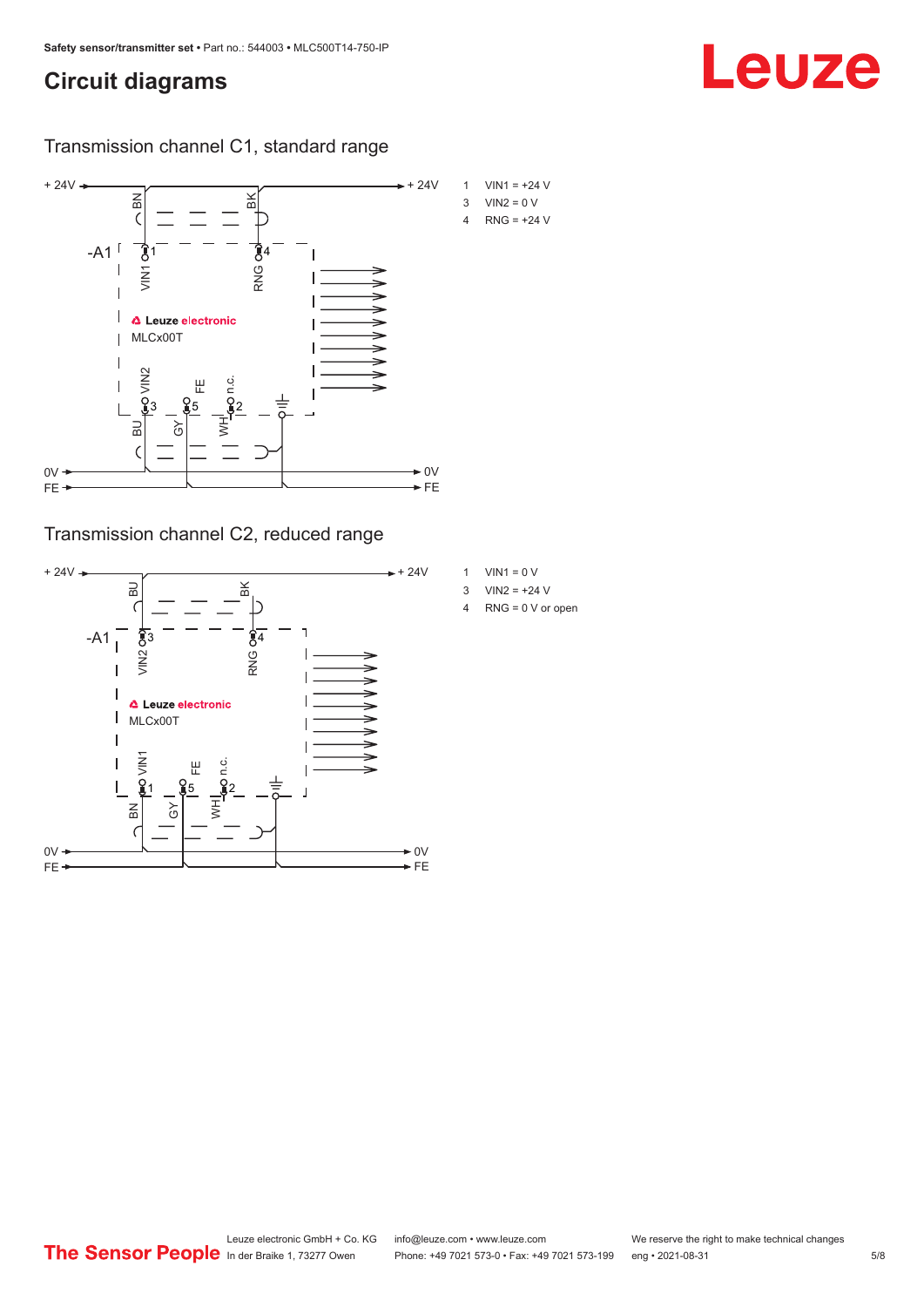# Circuit diagrams

## Transmission channel C1, standard range

1 VIN1 = +24 V
3 VIN2 = 0 V
4 RNG = +24 V

## Transmission channel C2, reduced range

1 VIN1 = 0 V
3 VIN2 = +24 V
4 RNG = 0 V or open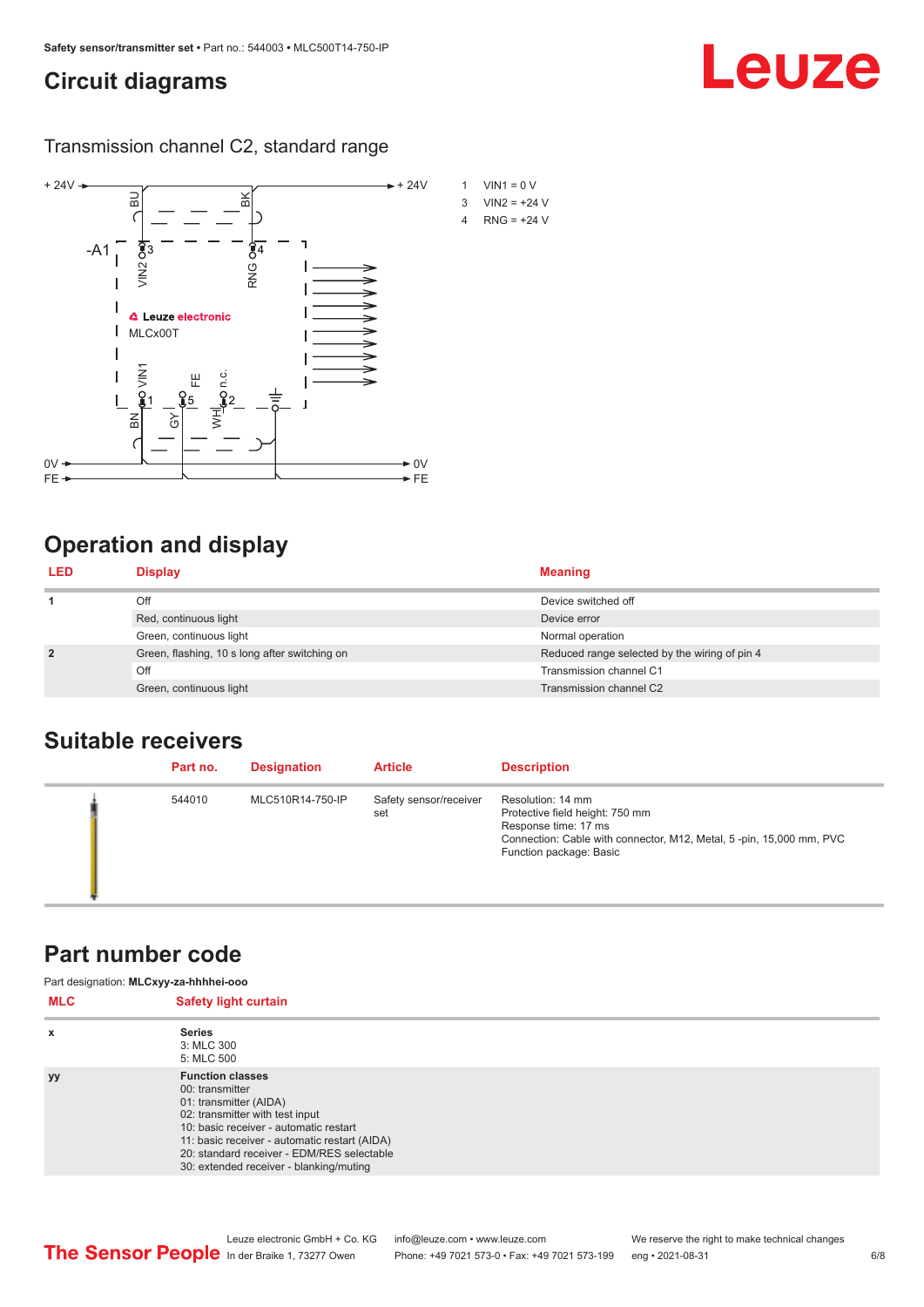# Circuit diagrams

## Transmission channel C2, standard range

1 VIN1 = 0 V
3 VIN2 = +24 V
4 RNG = +24 V

# Operation and display

| LED | Display | Meaning |
|---|---|---|
| 1 | Off | Device switched off |
| | Red, continuous light | Device error |
| | Green, continuous light | Normal operation |
| 2 | Green, flashing, 10 s long after switching on | Reduced range selected by the wiring of pin 4 |
| | Off | Transmission channel C1 |
| | Green, continuous light | Transmission channel C2 |

# Suitable receivers

| | Part no. | Designation | Article | Description |
|---|---|---|---|---|
| | 544010 | MLC510R14-750-IP | Safety sensor/receiver set | Resolution: 14 mm<br>Protective field height: 750 mm<br>Response time: 17 ms<br>Connection: Cable with connector, M12, Metal, 5 -pin, 15,000 mm, PVC<br>Function package: Basic |

# Part number code

Part designation: **MLCxyy-za-hhhhei-ooo**

| MLC | Safety light curtain |
|---|---|
| x | **Series**<br>3: MLC 300<br>5: MLC 500 |
| yy | **Function classes**<br>00: transmitter<br>01: transmitter (AIDA)<br>02: transmitter with test input<br>10: basic receiver - automatic restart<br>11: basic receiver - automatic restart (AIDA)<br>20: standard receiver - EDM/RES selectable<br>30: extended receiver - blanking/muting |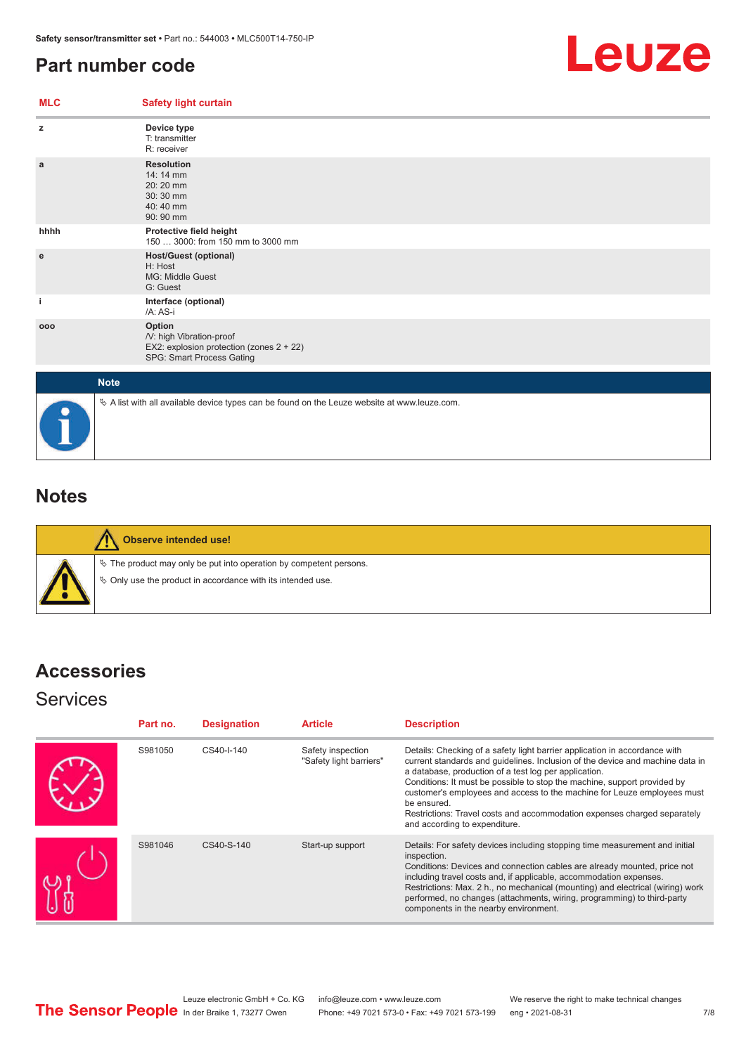## Part number code

| MLC | Safety light curtain |
|---|---|
| z | **Device type**<br>T: transmitter<br>R: receiver |
| a | **Resolution**<br>14: 14 mm<br>20: 20 mm<br>30: 30 mm<br>40: 40 mm<br>90: 90 mm |
| hhhh | **Protective field height**<br>150 … 3000: from 150 mm to 3000 mm |
| e | **Host/Guest (optional)**<br>H: Host<br>MG: Middle Guest<br>G: Guest |
| i | **Interface (optional)**<br>/A: AS-i |
| ooo | **Option**<br>/V: high Vibration-proof<br>EX2: explosion protection (zones 2 + 22)<br>SPG: Smart Process Gating |

**Note**

- A list with all available device types can be found on the Leuze website at www.leuze.com.

## Notes

**Observe intended use!**

- The product may only be put into operation by competent persons.
- Only use the product in accordance with its intended use.

## Accessories

### Services

| Part no. | Designation | Article | Description |
|---|---|---|---|
| S981050 | CS40-I-140 | Safety inspection "Safety light barriers" | Details: Checking of a safety light barrier application in accordance with current standards and guidelines. Inclusion of the device and machine data in a database, production of a test log per application.<br>Conditions: It must be possible to stop the machine, support provided by customer's employees and access to the machine for Leuze employees must be ensured.<br>Restrictions: Travel costs and accommodation expenses charged separately and according to expenditure. |
| S981046 | CS40-S-140 | Start-up support | Details: For safety devices including stopping time measurement and initial inspection.<br>Conditions: Devices and connection cables are already mounted, price not including travel costs and, if applicable, accommodation expenses.<br>Restrictions: Max. 2 h., no mechanical (mounting) and electrical (wiring) work performed, no changes (attachments, wiring, programming) to third-party components in the nearby environment. |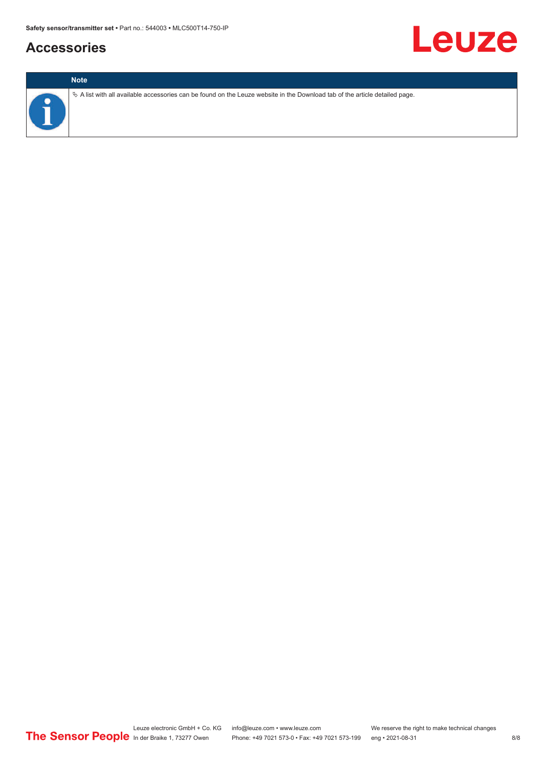## Accessories

| | Note |
|---|---|
| | ↳ A list with all available accessories can be found on the Leuze website in the Download tab of the article detailed page. |